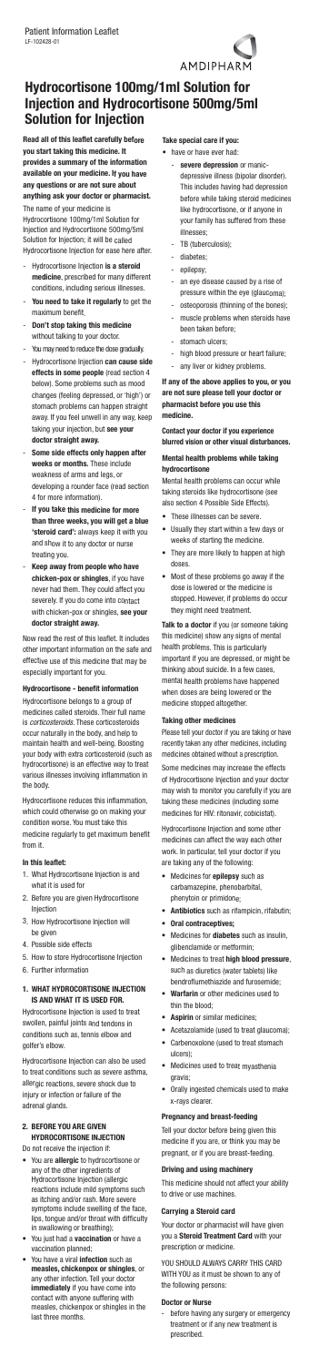Patient Information Leaflet
LF-102428-01

AMDIPHARM

# Hydrocortisone 100mg/1ml Solution for Injection and Hydrocortisone 500mg/5ml Solution for Injection

**Read all of this leaflet carefully before you start taking this medicine. It provides a summary of the information available on your medicine. If you have any questions or are not sure about anything ask your doctor or pharmacist.**

The name of your medicine is Hydrocortisone 100mg/1ml Solution for Injection and Hydrocortisone 500mg/5ml Solution for Injection; it will be called Hydrocortisone Injection for ease here after.

- Hydrocortisone Injection **is a steroid medicine**, prescribed for many different conditions, including serious illnesses.
- **You need to take it regularly** to get the maximum benefit.
- **Don't stop taking this medicine** without talking to your doctor.
- You may need to reduce the dose gradually.
- Hydrocortisone Injection **can cause side effects in some people** (read section 4 below). Some problems such as mood changes (feeling depressed, or 'high') or stomach problems can happen straight away. If you feel unwell in any way, keep taking your injection, but **see your doctor straight away.**
- **Some side effects only happen after weeks or months.** These include weakness of arms and legs, or developing a rounder face (read section 4 for more information).
- **If you take this medicine for more than three weeks, you will get a blue 'steroid card':** always keep it with you and show it to any doctor or nurse treating you.
- **Keep away from people who have chicken-pox or shingles**, if you have never had them. They could affect you severely. If you do come into contact with chicken-pox or shingles, **see your doctor straight away.**

Now read the rest of this leaflet. It includes other important information on the safe and effective use of this medicine that may be especially important for you.

### Hydrocortisone - benefit information

Hydrocortisone belongs to a group of medicines called steroids. Their full name is *corticosteroids*. These corticosteroids occur naturally in the body, and help to maintain health and well-being. Boosting your body with extra corticosteroid (such as hydrocortisone) is an effective way to treat various illnesses involving inflammation in the body.

Hydrocortisone reduces this inflammation, which could otherwise go on making your condition worse. You must take this medicine regularly to get maximum benefit from it.

### In this leaflet:

1. What Hydrocortisone Injection is and what it is used for
2. Before you are given Hydrocortisone Injection
3. How Hydrocortisone Injection will be given
4. Possible side effects
5. How to store Hydrocortisone Injection
6. Further information

## 1. WHAT HYDROCORTISONE INJECTION IS AND WHAT IT IS USED FOR.

Hydrocortisone Injection is used to treat swollen, painful joints and tendons in conditions such as, tennis elbow and golfer's elbow.

Hydrocortisone Injection can also be used to treat conditions such as severe asthma, allergic reactions, severe shock due to injury or infection or failure of the adrenal glands.

## 2. BEFORE YOU ARE GIVEN HYDROCORTISONE INJECTION

Do not receive the injection if:

- You are **allergic** to hydrocortisone or any of the other ingredients of Hydrocortisone Injection (allergic reactions include mild symptoms such as itching and/or rash. More severe symptoms include swelling of the face, lips, tongue and/or throat with difficulty in swallowing or breathing);
- You just had a **vaccination** or have a vaccination planned;
- You have a viral **infection** such as **measles, chickenpox or shingles**, or any other infection. Tell your doctor **immediately** if you have come into contact with anyone suffering with measles, chickenpox or shingles in the last three months.

### Take special care if you:

- have or have ever had:
  - **severe depression** or manic-depressive illness (bipolar disorder). This includes having had depression before while taking steroid medicines like hydrocortisone, or if anyone in your family has suffered from these illnesses;
  - TB (tuberculosis);
  - diabetes;
  - epilepsy;
  - an eye disease caused by a rise of pressure within the eye (glaucoma);
  - osteoporosis (thinning of the bones);
  - muscle problems when steroids have been taken before;
  - stomach ulcers;
  - high blood pressure or heart failure;
  - any liver or kidney problems.

**If any of the above applies to you, or you are not sure please tell your doctor or pharmacist before you use this medicine.**

**Contact your doctor if you experience blurred vision or other visual disturbances.**

### Mental health problems while taking hydrocortisone

Mental health problems can occur while taking steroids like hydrocortisone (see also section 4 Possible Side Effects).

- These illnesses can be severe.
- Usually they start within a few days or weeks of starting the medicine.
- They are more likely to happen at high doses.
- Most of these problems go away if the dose is lowered or the medicine is stopped. However, if problems do occur they might need treatment.

**Talk to a doctor** if you (or someone taking this medicine) show any signs of mental health problems. This is particularly important if you are depressed, or might be thinking about suicide. In a few cases, mental health problems have happened when doses are being lowered or the medicine stopped altogether.

### Taking other medicines

Please tell your doctor if you are taking or have recently taken any other medicines, including medicines obtained without a prescription.

Some medicines may increase the effects of Hydrocortisone Injection and your doctor may wish to monitor you carefully if you are taking these medicines (including some medicines for HIV: ritonavir, cobicistat).

Hydrocortisone Injection and some other medicines can affect the way each other work. In particular, tell your doctor if you are taking any of the following:

- Medicines for **epilepsy** such as carbamazepine, phenobarbital, phenytoin or primidone;
- **Antibiotics** such as rifampicin, rifabutin;
- **Oral contraceptives;**
- Medicines for **diabetes** such as insulin, glibenclamide or metformin;
- Medicines to treat **high blood pressure**, such as diuretics (water tablets) like bendroflumethiazide and furosemide;
- **Warfarin** or other medicines used to thin the blood;
- **Aspirin** or similar medicines;
- Acetazolamide (used to treat glaucoma);
- Carbenoxolone (used to treat stomach ulcers);
- Medicines used to treat myasthenia gravis;
- Orally ingested chemicals used to make x-rays clearer.

### Pregnancy and breast-feeding

Tell your doctor before being given this medicine if you are, or think you may be pregnant, or if you are breast-feeding.

### Driving and using machinery

This medicine should not affect your ability to drive or use machines.

### Carrying a Steroid card

Your doctor or pharmacist will have given you a **Steroid Treatment Card** with your prescription or medicine.

YOU SHOULD ALWAYS CARRY THIS CARD WITH YOU as it must be shown to any of the following persons:

**Doctor or Nurse**

- before having any surgery or emergency treatment or if any new treatment is prescribed.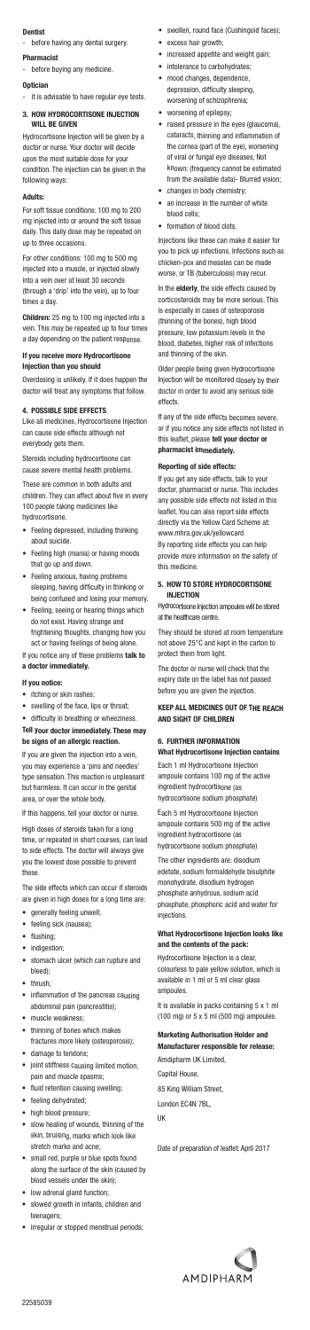**Dentist**

- before having any dental surgery.

**Pharmacist**

- before buying any medicine.

**Optician**

- it is advisable to have regular eye tests.

## 3. HOW HYDROCORTISONE INJECTION WILL BE GIVEN

Hydrocortisone Injection will be given by a doctor or nurse. Your doctor will decide upon the most suitable dose for your condition. The injection can be given in the following ways:

**Adults:**

For soft tissue conditions: 100 mg to 200 mg injected into or around the soft tissue daily. This daily dose may be repeated on up to three occasions.

For other conditions: 100 mg to 500 mg injected into a muscle, or injected slowly into a vein over at least 30 seconds (through a 'drip' into the vein), up to four times a day.

**Children:** 25 mg to 100 mg injected into a vein. This may be repeated up to four times a day depending on the patient response.

**If you receive more Hydrocortisone Injection than you should**

Overdosing is unlikely. If it does happen the doctor will treat any symptoms that follow.

## 4. POSSIBLE SIDE EFFECTS

Like all medicines, Hydrocortisone Injection can cause side effects although not everybody gets them.

Steroids including hydrocortisone can cause severe mental health problems.

These are common in both adults and children. They can affect about five in every 100 people taking medicines like hydrocortisone.

- Feeling depressed, including thinking about suicide.
- Feeling high (mania) or having moods that go up and down.
- Feeling anxious, having problems sleeping, having difficulty in thinking or being confused and losing your memory.
- Feeling, seeing or hearing things which do not exist. Having strange and frightening thoughts, changing how you act or having feelings of being alone.

If you notice any of these problems **talk to a doctor immediately.**

**If you notice:**

- itching or skin rashes;
- swelling of the face, lips or throat;
- difficulty in breathing or wheeziness.

**Tell your doctor immediately. These may be signs of an allergic reaction.**

If you are given the injection into a vein, you may experience a 'pins and needles' type sensation. This reaction is unpleasant but harmless. It can occur in the genital area, or over the whole body.

If this happens, tell your doctor or nurse.

High doses of steroids taken for a long time, or repeated in short courses, can lead to side effects. The doctor will always give you the lowest dose possible to prevent these.

The side effects which can occur if steroids are given in high doses for a long time are:

- generally feeling unwell;
- feeling sick (nausea);
- flushing;
- indigestion;
- stomach ulcer (which can rupture and bleed);
- thrush;
- inflammation of the pancreas causing abdominal pain (pancreatitis);
- muscle weakness;
- thinning of bones which makes fractures more likely (osteoporosis);
- damage to tendons;
- joint stiffness causing limited motion, pain and muscle spasms;
- fluid retention causing swelling;
- feeling dehydrated;
- high blood pressure;
- slow healing of wounds, thinning of the skin, bruising, marks which look like stretch marks and acne;
- small red, purple or blue spots found along the surface of the skin (caused by blood vessels under the skin);
- low adrenal gland function;
- slowed growth in infants, children and teenagers;
- irregular or stopped menstrual periods;
- swollen, round face (Cushingoid faces);
- excess hair growth;
- increased appetite and weight gain;
- intolerance to carbohydrates;
- mood changes, dependence, depression, difficulty sleeping, worsening of schizophrenia;
- worsening of epilepsy;
- raised pressure in the eyes (glaucoma), cataracts, thinning and inflammation of the cornea (part of the eye), worsening of viral or fungal eye diseases, Not known: (frequency cannot be estimated from the available data)- Blurred vision;
- changes in body chemistry;
- an increase in the number of white blood cells;
- formation of blood clots.

Injections like these can make it easier for you to pick up infections. Infections such as chicken-pox and measles can be made worse, or TB (tuberculosis) may recur.

In the **elderly**, the side effects caused by corticosteroids may be more serious. This is especially in cases of osteoporosis (thinning of the bones), high blood pressure, low potassium levels in the blood, diabetes, higher risk of infections and thinning of the skin.

Older people being given Hydrocortisone Injection will be monitored closely by their doctor in order to avoid any serious side effects.

If any of the side effects becomes severe, or if you notice any side effects not listed in this leaflet, please **tell your doctor or pharmacist immediately.**

**Reporting of side effects:**

If you get any side effects, talk to your doctor, pharmacist or nurse. This includes any possible side effects not listed in this leaflet. You can also report side effects directly via the Yellow Card Scheme at: www.mhra.gov.uk/yellowcard
By reporting side effects you can help provide more information on the safety of this medicine.

## 5. HOW TO STORE HYDROCORTISONE INJECTION

Hydrocortisone Injection ampoules will be stored at the healthcare centre.

They should be stored at room temperature not above 25°C and kept in the carton to protect them from light.

The doctor or nurse will check that the expiry date on the label has not passed before you are given the injection.

**KEEP ALL MEDICINES OUT OF THE REACH AND SIGHT OF CHILDREN**

## 6. FURTHER INFORMATION

**What Hydrocortisone Injection contains**

Each 1 ml Hydrocortisone Injection ampoule contains 100 mg of the active ingredient hydrocortisone (as hydrocortisone sodium phosphate)

Each 5 ml Hydrocortisone Injection ampoule contains 500 mg of the active ingredient hydrocortisone (as hydrocortisone sodium phosphate)

The other ingredients are: disodium edetate, sodium formaldehyde bisulphite monohydrate, disodium hydrogen phosphate anhydrous, sodium acid phosphate, phosphoric acid and water for injections.

**What Hydrocortisone Injection looks like and the contents of the pack:**

Hydrocortisone Injection is a clear, colourless to pale yellow solution, which is available in 1 ml or 5 ml clear glass ampoules.

It is available in packs containing 5 x 1 ml (100 mg) or 5 x 5 ml (500 mg) ampoules.

**Marketing Authorisation Holder and Manufacturer responsible for release:**

Amdipharm UK Limited,

Capital House,

85 King William Street,

London EC4N 7BL,

UK

Date of preparation of leaflet: April 2017

AMDIPHARM

22585039